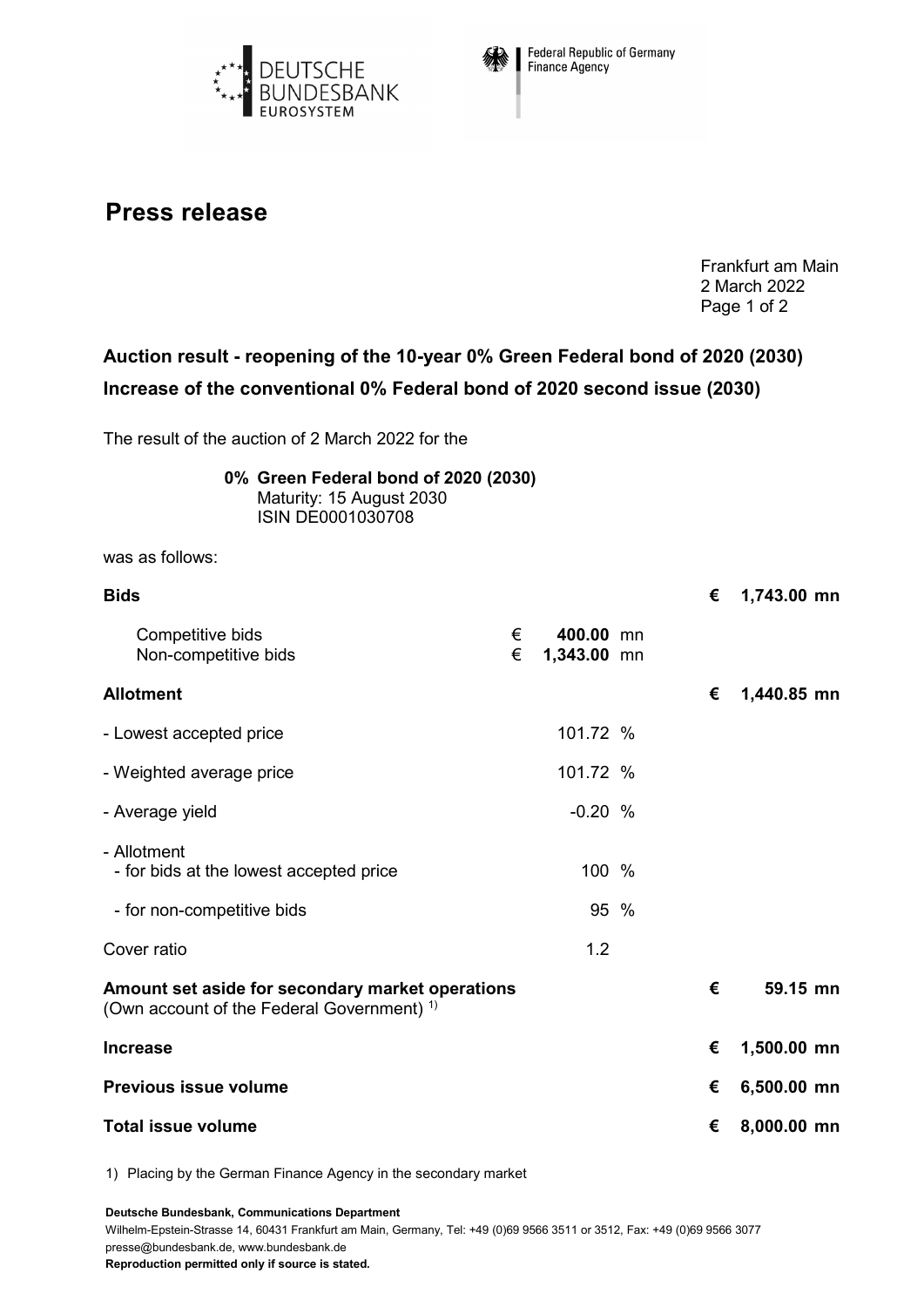Deutsche Bundesbank Eurosystem | Federal Republic of Germany Finance Agency

# Press release

Frankfurt am Main
2 March 2022

## Auction result - reopening of the 10-year 0% Green Federal bond of 2020 (2030)

## Increase of the conventional 0% Federal bond of 2020 second issue (2030)

The result of the auction of 2 March 2022 for the

**0% Green Federal bond of 2020 (2030)**
Maturity: 15 August 2030
ISIN DE0001030708

was as follows:

| | | |
|---|---|---|
| **Bids** | | **€ 1,743.00 mn** |
| Competitive bids | € **400.00** mn | |
| Non-competitive bids | € **1,343.00** mn | |
| **Allotment** | | **€ 1,440.85 mn** |
| - Lowest accepted price | 101.72 % | |
| - Weighted average price | 101.72 % | |
| - Average yield | -0.20 % | |
| - Allotment<br>- for bids at the lowest accepted price | 100 % | |
| - for non-competitive bids | 95 % | |
| Cover ratio | 1.2 | |
| **Amount set aside for secondary market operations**<br>(Own account of the Federal Government) [1] | | **€ 59.15 mn** |
| **Increase** | | **€ 1,500.00 mn** |
| **Previous issue volume** | | **€ 6,500.00 mn** |
| **Total issue volume** | | **€ 8,000.00 mn** |

1) Placing by the German Finance Agency in the secondary market

**Deutsche Bundesbank, Communications Department**
Wilhelm-Epstein-Strasse 14, 60431 Frankfurt am Main, Germany, Tel: +49 (0)69 9566 3511 or 3512, Fax: +49 (0)69 9566 3077
presse@bundesbank.de, www.bundesbank.de
**Reproduction permitted only if source is stated.**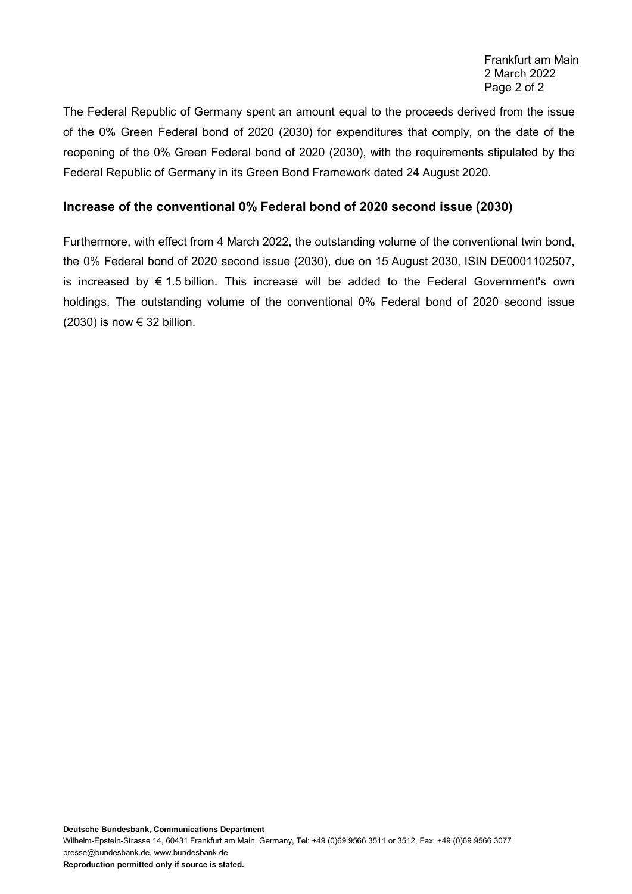The Federal Republic of Germany spent an amount equal to the proceeds derived from the issue of the 0% Green Federal bond of 2020 (2030) for expenditures that comply, on the date of the reopening of the 0% Green Federal bond of 2020 (2030), with the requirements stipulated by the Federal Republic of Germany in its Green Bond Framework dated 24 August 2020.

## Increase of the conventional 0% Federal bond of 2020 second issue (2030)

Furthermore, with effect from 4 March 2022, the outstanding volume of the conventional twin bond, the 0% Federal bond of 2020 second issue (2030), due on 15 August 2030, ISIN DE0001102507, is increased by € 1.5 billion. This increase will be added to the Federal Government's own holdings. The outstanding volume of the conventional 0% Federal bond of 2020 second issue (2030) is now € 32 billion.

**Deutsche Bundesbank, Communications Department**
Wilhelm-Epstein-Strasse 14, 60431 Frankfurt am Main, Germany, Tel: +49 (0)69 9566 3511 or 3512, Fax: +49 (0)69 9566 3077
presse@bundesbank.de, www.bundesbank.de
**Reproduction permitted only if source is stated.**